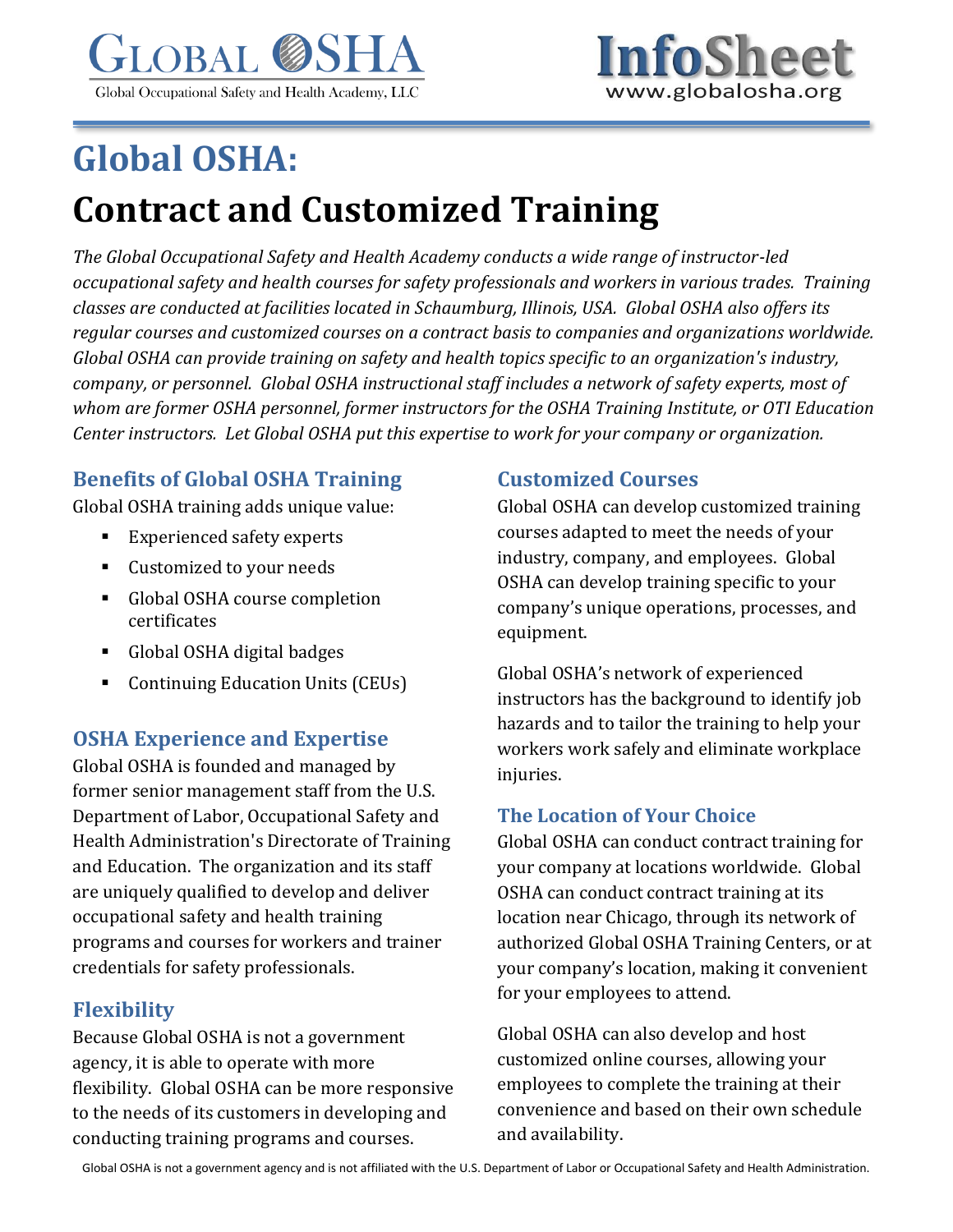GLOBAL OSHA

Global Occupational Safety and Health Academy, LLC

InfoSheet
www.globalosha.org

# Global OSHA:

# Contract and Customized Training

*The Global Occupational Safety and Health Academy conducts a wide range of instructor-led occupational safety and health courses for safety professionals and workers in various trades. Training classes are conducted at facilities located in Schaumburg, Illinois, USA. Global OSHA also offers its regular courses and customized courses on a contract basis to companies and organizations worldwide. Global OSHA can provide training on safety and health topics specific to an organization's industry, company, or personnel. Global OSHA instructional staff includes a network of safety experts, most of whom are former OSHA personnel, former instructors for the OSHA Training Institute, or OTI Education Center instructors. Let Global OSHA put this expertise to work for your company or organization.*

## Benefits of Global OSHA Training

Global OSHA training adds unique value:

- Experienced safety experts
- Customized to your needs
- Global OSHA course completion certificates
- Global OSHA digital badges
- Continuing Education Units (CEUs)

## OSHA Experience and Expertise

Global OSHA is founded and managed by former senior management staff from the U.S. Department of Labor, Occupational Safety and Health Administration's Directorate of Training and Education. The organization and its staff are uniquely qualified to develop and deliver occupational safety and health training programs and courses for workers and trainer credentials for safety professionals.

## Flexibility

Because Global OSHA is not a government agency, it is able to operate with more flexibility. Global OSHA can be more responsive to the needs of its customers in developing and conducting training programs and courses.

## Customized Courses

Global OSHA can develop customized training courses adapted to meet the needs of your industry, company, and employees. Global OSHA can develop training specific to your company's unique operations, processes, and equipment.

Global OSHA's network of experienced instructors has the background to identify job hazards and to tailor the training to help your workers work safely and eliminate workplace injuries.

## The Location of Your Choice

Global OSHA can conduct contract training for your company at locations worldwide. Global OSHA can conduct contract training at its location near Chicago, through its network of authorized Global OSHA Training Centers, or at your company's location, making it convenient for your employees to attend.

Global OSHA can also develop and host customized online courses, allowing your employees to complete the training at their convenience and based on their own schedule and availability.

Global OSHA is not a government agency and is not affiliated with the U.S. Department of Labor or Occupational Safety and Health Administration.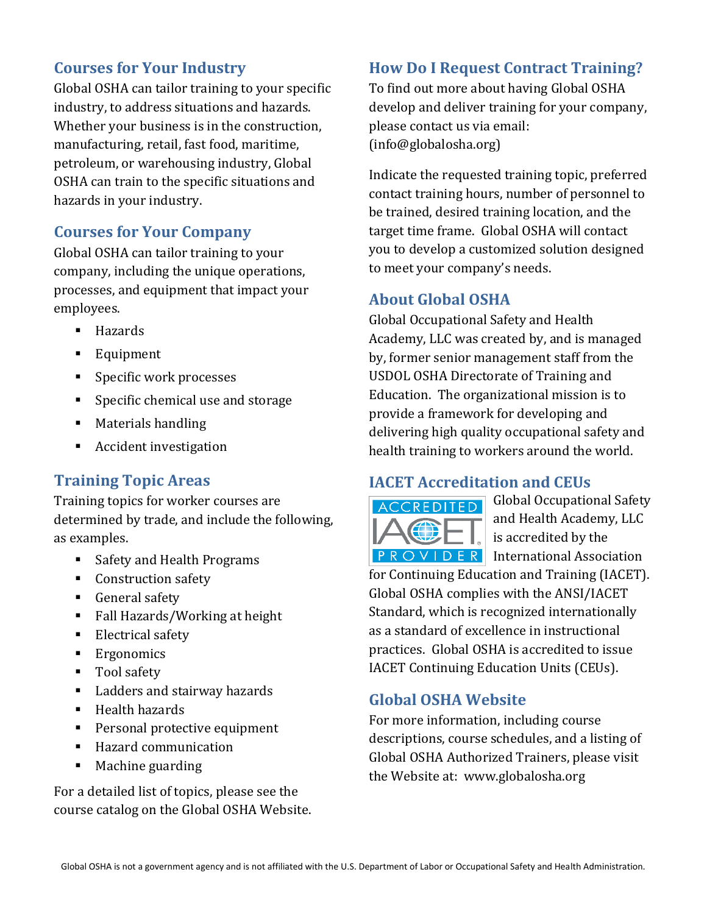## Courses for Your Industry

Global OSHA can tailor training to your specific industry, to address situations and hazards. Whether your business is in the construction, manufacturing, retail, fast food, maritime, petroleum, or warehousing industry, Global OSHA can train to the specific situations and hazards in your industry.

## Courses for Your Company

Global OSHA can tailor training to your company, including the unique operations, processes, and equipment that impact your employees.

- Hazards
- Equipment
- Specific work processes
- Specific chemical use and storage
- Materials handling
- Accident investigation

## Training Topic Areas

Training topics for worker courses are determined by trade, and include the following, as examples.

- Safety and Health Programs
- Construction safety
- General safety
- Fall Hazards/Working at height
- Electrical safety
- Ergonomics
- Tool safety
- Ladders and stairway hazards
- Health hazards
- Personal protective equipment
- Hazard communication
- Machine guarding

For a detailed list of topics, please see the course catalog on the Global OSHA Website.

## How Do I Request Contract Training?

To find out more about having Global OSHA develop and deliver training for your company, please contact us via email: (info@globalosha.org)

Indicate the requested training topic, preferred contact training hours, number of personnel to be trained, desired training location, and the target time frame. Global OSHA will contact you to develop a customized solution designed to meet your company's needs.

## About Global OSHA

Global Occupational Safety and Health Academy, LLC was created by, and is managed by, former senior management staff from the USDOL OSHA Directorate of Training and Education. The organizational mission is to provide a framework for developing and delivering high quality occupational safety and health training to workers around the world.

## IACET Accreditation and CEUs

ACCREDITED IACET PROVIDER

Global Occupational Safety and Health Academy, LLC is accredited by the International Association for Continuing Education and Training (IACET). Global OSHA complies with the ANSI/IACET Standard, which is recognized internationally as a standard of excellence in instructional practices. Global OSHA is accredited to issue IACET Continuing Education Units (CEUs).

## Global OSHA Website

For more information, including course descriptions, course schedules, and a listing of Global OSHA Authorized Trainers, please visit the Website at: www.globalosha.org

Global OSHA is not a government agency and is not affiliated with the U.S. Department of Labor or Occupational Safety and Health Administration.